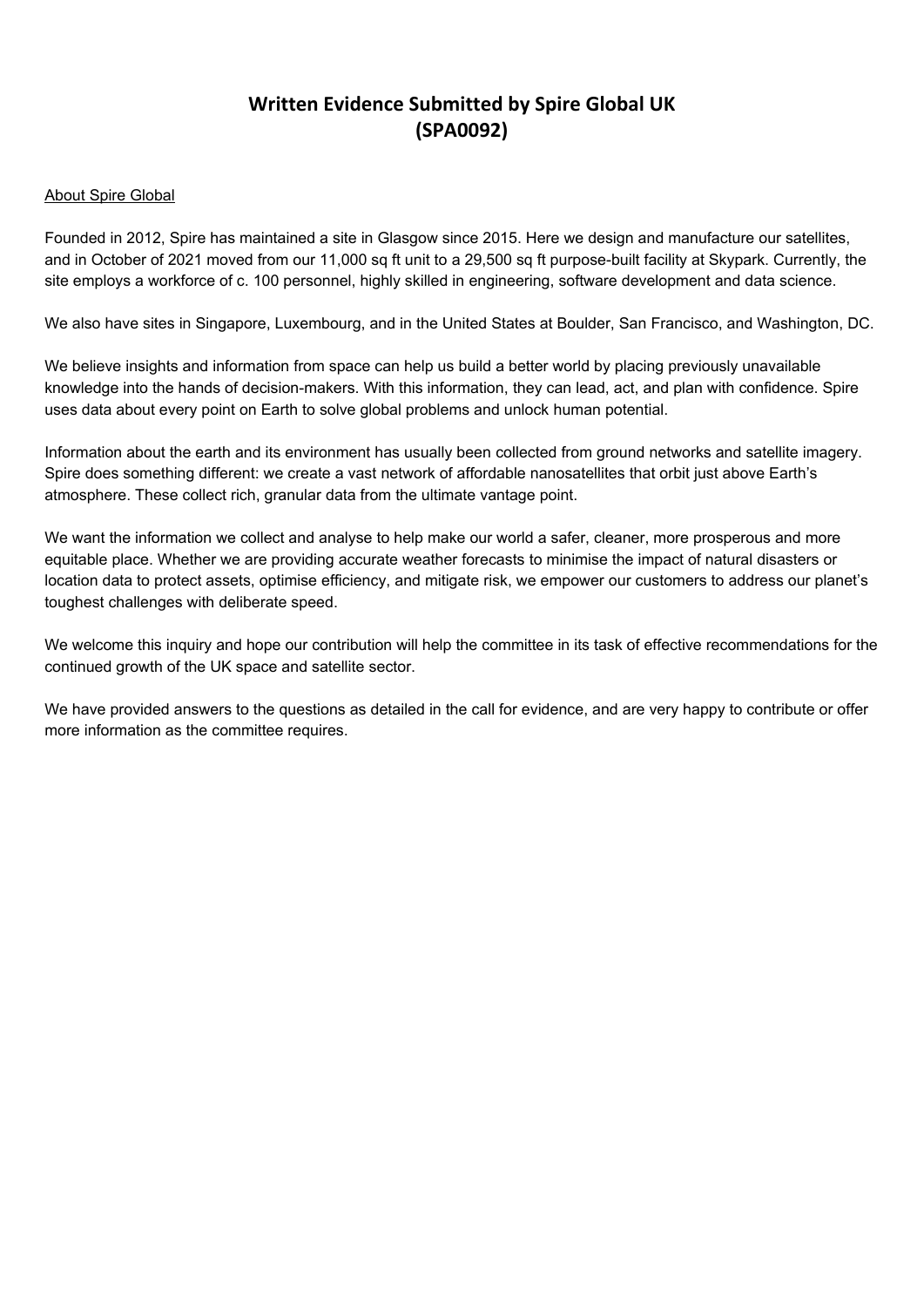# Written Evidence Submitted by Spire Global UK (SPA0092)

About Spire Global

Founded in 2012, Spire has maintained a site in Glasgow since 2015. Here we design and manufacture our satellites, and in October of 2021 moved from our 11,000 sq ft unit to a 29,500 sq ft purpose-built facility at Skypark. Currently, the site employs a workforce of c. 100 personnel, highly skilled in engineering, software development and data science.

We also have sites in Singapore, Luxembourg, and in the United States at Boulder, San Francisco, and Washington, DC.

We believe insights and information from space can help us build a better world by placing previously unavailable knowledge into the hands of decision-makers. With this information, they can lead, act, and plan with confidence. Spire uses data about every point on Earth to solve global problems and unlock human potential.

Information about the earth and its environment has usually been collected from ground networks and satellite imagery. Spire does something different: we create a vast network of affordable nanosatellites that orbit just above Earth's atmosphere. These collect rich, granular data from the ultimate vantage point.

We want the information we collect and analyse to help make our world a safer, cleaner, more prosperous and more equitable place. Whether we are providing accurate weather forecasts to minimise the impact of natural disasters or location data to protect assets, optimise efficiency, and mitigate risk, we empower our customers to address our planet's toughest challenges with deliberate speed.

We welcome this inquiry and hope our contribution will help the committee in its task of effective recommendations for the continued growth of the UK space and satellite sector.

We have provided answers to the questions as detailed in the call for evidence, and are very happy to contribute or offer more information as the committee requires.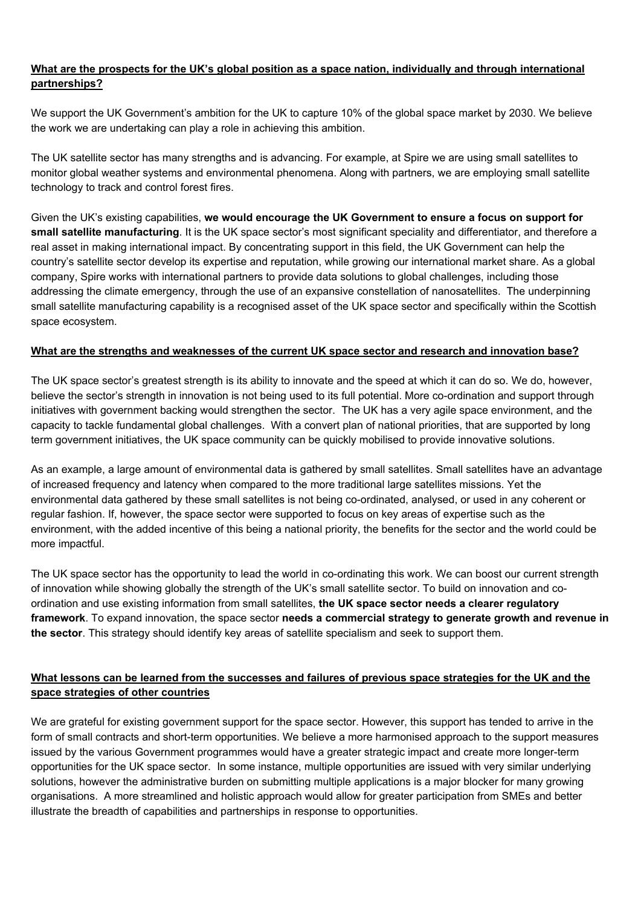**What are the prospects for the UK's global position as a space nation, individually and through international partnerships?**

We support the UK Government's ambition for the UK to capture 10% of the global space market by 2030. We believe the work we are undertaking can play a role in achieving this ambition.

The UK satellite sector has many strengths and is advancing. For example, at Spire we are using small satellites to monitor global weather systems and environmental phenomena. Along with partners, we are employing small satellite technology to track and control forest fires.

Given the UK's existing capabilities, **we would encourage the UK Government to ensure a focus on support for small satellite manufacturing**. It is the UK space sector's most significant speciality and differentiator, and therefore a real asset in making international impact. By concentrating support in this field, the UK Government can help the country's satellite sector develop its expertise and reputation, while growing our international market share. As a global company, Spire works with international partners to provide data solutions to global challenges, including those addressing the climate emergency, through the use of an expansive constellation of nanosatellites. The underpinning small satellite manufacturing capability is a recognised asset of the UK space sector and specifically within the Scottish space ecosystem.

**What are the strengths and weaknesses of the current UK space sector and research and innovation base?**

The UK space sector's greatest strength is its ability to innovate and the speed at which it can do so. We do, however, believe the sector's strength in innovation is not being used to its full potential. More co-ordination and support through initiatives with government backing would strengthen the sector. The UK has a very agile space environment, and the capacity to tackle fundamental global challenges. With a convert plan of national priorities, that are supported by long term government initiatives, the UK space community can be quickly mobilised to provide innovative solutions.

As an example, a large amount of environmental data is gathered by small satellites. Small satellites have an advantage of increased frequency and latency when compared to the more traditional large satellites missions. Yet the environmental data gathered by these small satellites is not being co-ordinated, analysed, or used in any coherent or regular fashion. If, however, the space sector were supported to focus on key areas of expertise such as the environment, with the added incentive of this being a national priority, the benefits for the sector and the world could be more impactful.

The UK space sector has the opportunity to lead the world in co-ordinating this work. We can boost our current strength of innovation while showing globally the strength of the UK's small satellite sector. To build on innovation and co-ordination and use existing information from small satellites, **the UK space sector needs a clearer regulatory framework**. To expand innovation, the space sector **needs a commercial strategy to generate growth and revenue in the sector**. This strategy should identify key areas of satellite specialism and seek to support them.

**What lessons can be learned from the successes and failures of previous space strategies for the UK and the space strategies of other countries**

We are grateful for existing government support for the space sector. However, this support has tended to arrive in the form of small contracts and short-term opportunities. We believe a more harmonised approach to the support measures issued by the various Government programmes would have a greater strategic impact and create more longer-term opportunities for the UK space sector. In some instance, multiple opportunities are issued with very similar underlying solutions, however the administrative burden on submitting multiple applications is a major blocker for many growing organisations. A more streamlined and holistic approach would allow for greater participation from SMEs and better illustrate the breadth of capabilities and partnerships in response to opportunities.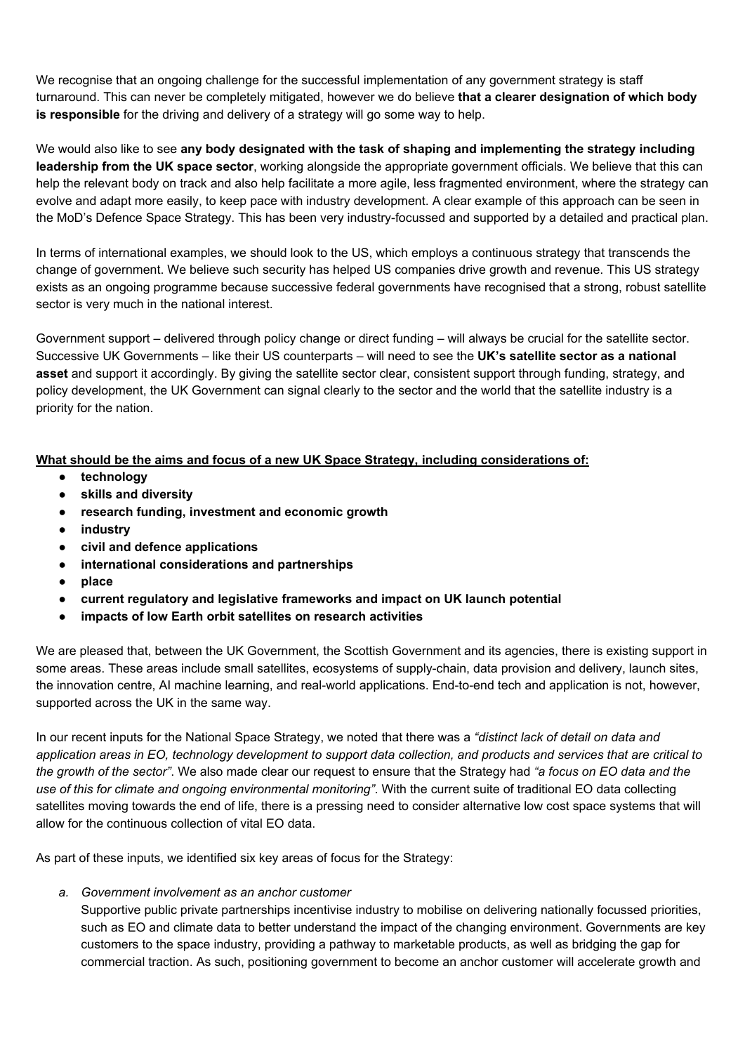We recognise that an ongoing challenge for the successful implementation of any government strategy is staff turnaround. This can never be completely mitigated, however we do believe **that a clearer designation of which body is responsible** for the driving and delivery of a strategy will go some way to help.

We would also like to see **any body designated with the task of shaping and implementing the strategy including leadership from the UK space sector**, working alongside the appropriate government officials. We believe that this can help the relevant body on track and also help facilitate a more agile, less fragmented environment, where the strategy can evolve and adapt more easily, to keep pace with industry development. A clear example of this approach can be seen in the MoD's Defence Space Strategy. This has been very industry-focussed and supported by a detailed and practical plan.

In terms of international examples, we should look to the US, which employs a continuous strategy that transcends the change of government. We believe such security has helped US companies drive growth and revenue. This US strategy exists as an ongoing programme because successive federal governments have recognised that a strong, robust satellite sector is very much in the national interest.

Government support – delivered through policy change or direct funding – will always be crucial for the satellite sector. Successive UK Governments – like their US counterparts – will need to see the **UK's satellite sector as a national asset** and support it accordingly. By giving the satellite sector clear, consistent support through funding, strategy, and policy development, the UK Government can signal clearly to the sector and the world that the satellite industry is a priority for the nation.

**What should be the aims and focus of a new UK Space Strategy, including considerations of:**

- **technology**
- **skills and diversity**
- **research funding, investment and economic growth**
- **industry**
- **civil and defence applications**
- **international considerations and partnerships**
- **place**
- **current regulatory and legislative frameworks and impact on UK launch potential**
- **impacts of low Earth orbit satellites on research activities**

We are pleased that, between the UK Government, the Scottish Government and its agencies, there is existing support in some areas. These areas include small satellites, ecosystems of supply-chain, data provision and delivery, launch sites, the innovation centre, AI machine learning, and real-world applications. End-to-end tech and application is not, however, supported across the UK in the same way.

In our recent inputs for the National Space Strategy, we noted that there was a *"distinct lack of detail on data and application areas in EO, technology development to support data collection, and products and services that are critical to the growth of the sector"*. We also made clear our request to ensure that the Strategy had *"a focus on EO data and the use of this for climate and ongoing environmental monitoring"*. With the current suite of traditional EO data collecting satellites moving towards the end of life, there is a pressing need to consider alternative low cost space systems that will allow for the continuous collection of vital EO data.

As part of these inputs, we identified six key areas of focus for the Strategy:

a. *Government involvement as an anchor customer*

   Supportive public private partnerships incentivise industry to mobilise on delivering nationally focussed priorities, such as EO and climate data to better understand the impact of the changing environment. Governments are key customers to the space industry, providing a pathway to marketable products, as well as bridging the gap for commercial traction. As such, positioning government to become an anchor customer will accelerate growth and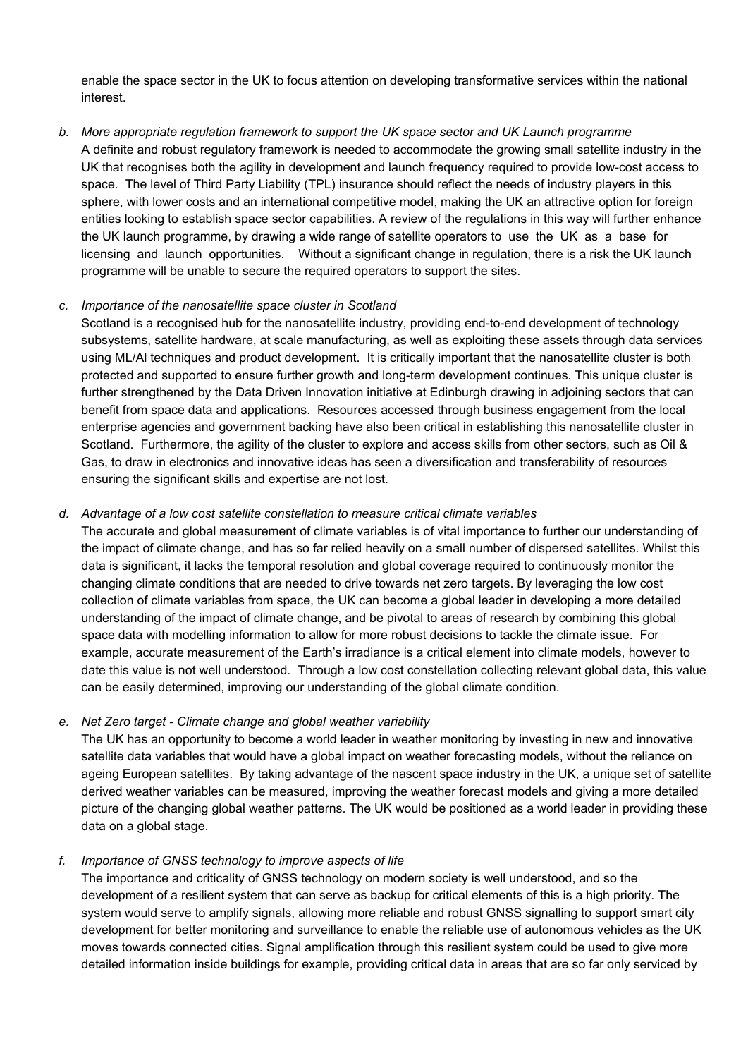enable the space sector in the UK to focus attention on developing transformative services within the national interest.

b. *More appropriate regulation framework to support the UK space sector and UK Launch programme*
   A definite and robust regulatory framework is needed to accommodate the growing small satellite industry in the UK that recognises both the agility in development and launch frequency required to provide low-cost access to space. The level of Third Party Liability (TPL) insurance should reflect the needs of industry players in this sphere, with lower costs and an international competitive model, making the UK an attractive option for foreign entities looking to establish space sector capabilities. A review of the regulations in this way will further enhance the UK launch programme, by drawing a wide range of satellite operators to use the UK as a base for licensing and launch opportunities. Without a significant change in regulation, there is a risk the UK launch programme will be unable to secure the required operators to support the sites.

c. *Importance of the nanosatellite space cluster in Scotland*
   Scotland is a recognised hub for the nanosatellite industry, providing end-to-end development of technology subsystems, satellite hardware, at scale manufacturing, as well as exploiting these assets through data services using ML/AI techniques and product development. It is critically important that the nanosatellite cluster is both protected and supported to ensure further growth and long-term development continues. This unique cluster is further strengthened by the Data Driven Innovation initiative at Edinburgh drawing in adjoining sectors that can benefit from space data and applications. Resources accessed through business engagement from the local enterprise agencies and government backing have also been critical in establishing this nanosatellite cluster in Scotland. Furthermore, the agility of the cluster to explore and access skills from other sectors, such as Oil & Gas, to draw in electronics and innovative ideas has seen a diversification and transferability of resources ensuring the significant skills and expertise are not lost.

d. *Advantage of a low cost satellite constellation to measure critical climate variables*
   The accurate and global measurement of climate variables is of vital importance to further our understanding of the impact of climate change, and has so far relied heavily on a small number of dispersed satellites. Whilst this data is significant, it lacks the temporal resolution and global coverage required to continuously monitor the changing climate conditions that are needed to drive towards net zero targets. By leveraging the low cost collection of climate variables from space, the UK can become a global leader in developing a more detailed understanding of the impact of climate change, and be pivotal to areas of research by combining this global space data with modelling information to allow for more robust decisions to tackle the climate issue. For example, accurate measurement of the Earth's irradiance is a critical element into climate models, however to date this value is not well understood. Through a low cost constellation collecting relevant global data, this value can be easily determined, improving our understanding of the global climate condition.

e. *Net Zero target - Climate change and global weather variability*
   The UK has an opportunity to become a world leader in weather monitoring by investing in new and innovative satellite data variables that would have a global impact on weather forecasting models, without the reliance on ageing European satellites. By taking advantage of the nascent space industry in the UK, a unique set of satellite derived weather variables can be measured, improving the weather forecast models and giving a more detailed picture of the changing global weather patterns. The UK would be positioned as a world leader in providing these data on a global stage.

f. *Importance of GNSS technology to improve aspects of life*
   The importance and criticality of GNSS technology on modern society is well understood, and so the development of a resilient system that can serve as backup for critical elements of this is a high priority. The system would serve to amplify signals, allowing more reliable and robust GNSS signalling to support smart city development for better monitoring and surveillance to enable the reliable use of autonomous vehicles as the UK moves towards connected cities. Signal amplification through this resilient system could be used to give more detailed information inside buildings for example, providing critical data in areas that are so far only serviced by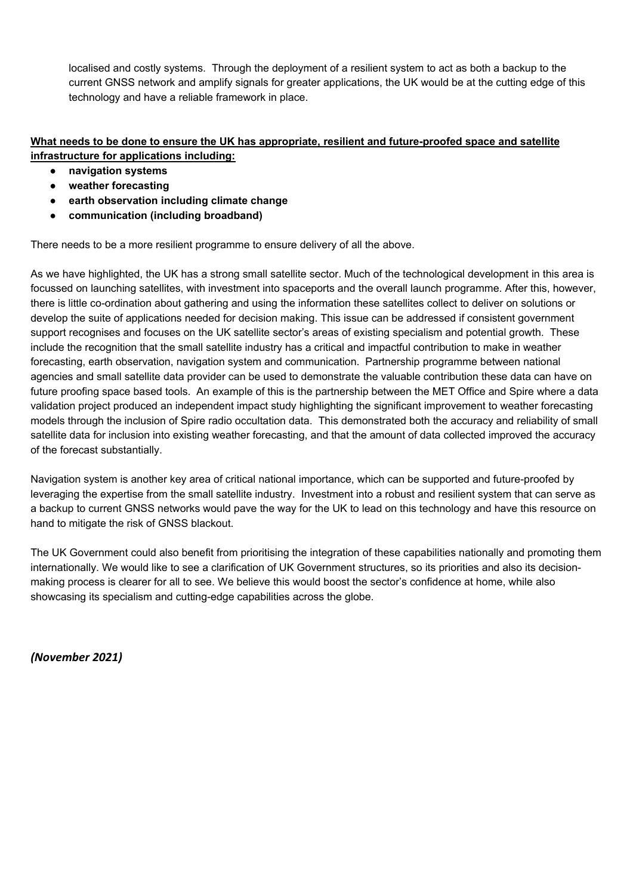localised and costly systems. Through the deployment of a resilient system to act as both a backup to the current GNSS network and amplify signals for greater applications, the UK would be at the cutting edge of this technology and have a reliable framework in place.

**What needs to be done to ensure the UK has appropriate, resilient and future-proofed space and satellite infrastructure for applications including:**

- **navigation systems**
- **weather forecasting**
- **earth observation including climate change**
- **communication (including broadband)**

There needs to be a more resilient programme to ensure delivery of all the above.

As we have highlighted, the UK has a strong small satellite sector. Much of the technological development in this area is focussed on launching satellites, with investment into spaceports and the overall launch programme. After this, however, there is little co-ordination about gathering and using the information these satellites collect to deliver on solutions or develop the suite of applications needed for decision making. This issue can be addressed if consistent government support recognises and focuses on the UK satellite sector's areas of existing specialism and potential growth. These include the recognition that the small satellite industry has a critical and impactful contribution to make in weather forecasting, earth observation, navigation system and communication. Partnership programme between national agencies and small satellite data provider can be used to demonstrate the valuable contribution these data can have on future proofing space based tools. An example of this is the partnership between the MET Office and Spire where a data validation project produced an independent impact study highlighting the significant improvement to weather forecasting models through the inclusion of Spire radio occultation data. This demonstrated both the accuracy and reliability of small satellite data for inclusion into existing weather forecasting, and that the amount of data collected improved the accuracy of the forecast substantially.

Navigation system is another key area of critical national importance, which can be supported and future-proofed by leveraging the expertise from the small satellite industry. Investment into a robust and resilient system that can serve as a backup to current GNSS networks would pave the way for the UK to lead on this technology and have this resource on hand to mitigate the risk of GNSS blackout.

The UK Government could also benefit from prioritising the integration of these capabilities nationally and promoting them internationally. We would like to see a clarification of UK Government structures, so its priorities and also its decision-making process is clearer for all to see. We believe this would boost the sector's confidence at home, while also showcasing its specialism and cutting-edge capabilities across the globe.

***(November 2021)***